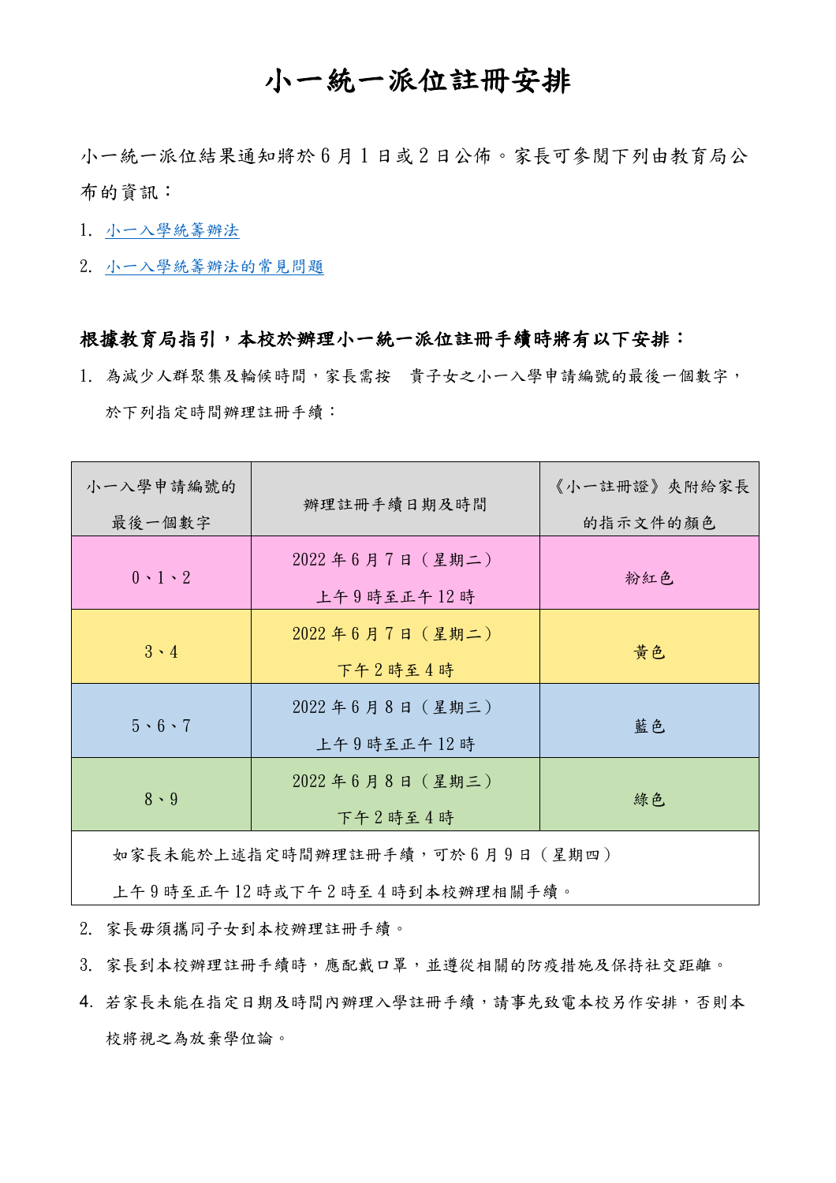# 小一統一派位註冊安排

小一統一派位結果通知將於 6 月 1 日或 2 日公佈。家長可參閱下列由教育局公布的資訊：

1. 小一入學統籌辦法
2. 小一入學統籌辦法的常見問題

**根據教育局指引，本校於辦理小一統一派位註冊手續時將有以下安排：**

1. 為減少人群聚集及輪候時間，家長需按　貴子女之小一入學申請編號的最後一個數字，於下列指定時間辦理註冊手續：

| 小一入學申請編號的最後一個數字 | 辦理註冊手續日期及時間 | 《小一註冊證》夾附給家長的指示文件的顏色 |
|---|---|---|
| 0、1、2 | 2022 年 6 月 7 日（星期二）上午 9 時至正午 12 時 | 粉紅色 |
| 3、4 | 2022 年 6 月 7 日（星期二）下午 2 時至 4 時 | 黃色 |
| 5、6、7 | 2022 年 6 月 8 日（星期三）上午 9 時至正午 12 時 | 藍色 |
| 8、9 | 2022 年 6 月 8 日（星期三）下午 2 時至 4 時 | 綠色 |
| 如家長未能於上述指定時間辦理註冊手續，可於 6 月 9 日（星期四）上午 9 時至正午 12 時或下午 2 時至 4 時到本校辦理相關手續。 | | |

2. 家長毋須攜同子女到本校辦理註冊手續。
3. 家長到本校辦理註冊手續時，應配戴口罩，並遵從相關的防疫措施及保持社交距離。
4. 若家長未能在指定日期及時間內辦理入學註冊手續，請事先致電本校另作安排，否則本校將視之為放棄學位論。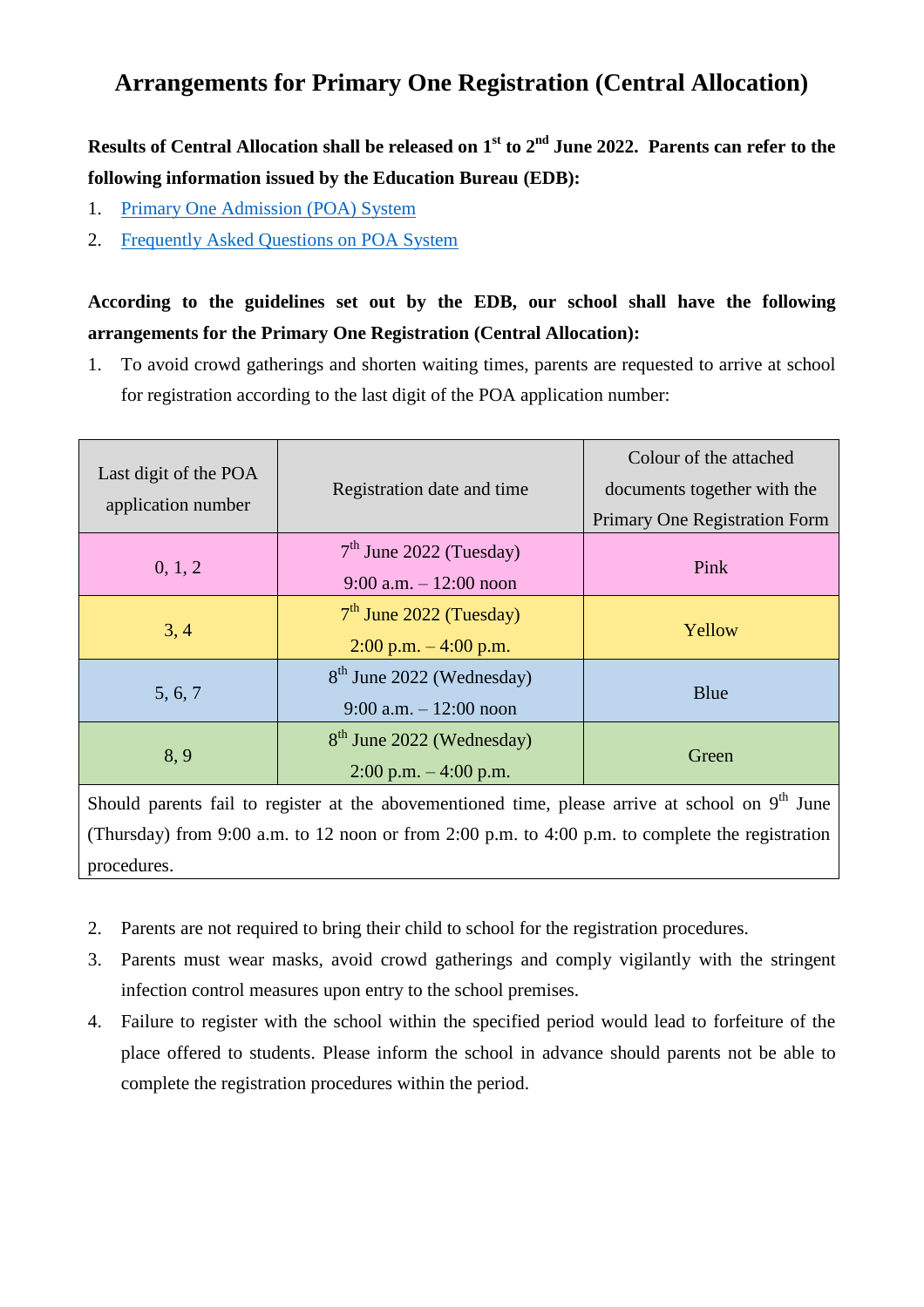# Arrangements for Primary One Registration (Central Allocation)

**Results of Central Allocation shall be released on 1st to 2nd June 2022. Parents can refer to the following information issued by the Education Bureau (EDB):**

1. Primary One Admission (POA) System
2. Frequently Asked Questions on POA System

**According to the guidelines set out by the EDB, our school shall have the following arrangements for the Primary One Registration (Central Allocation):**

1. To avoid crowd gatherings and shorten waiting times, parents are requested to arrive at school for registration according to the last digit of the POA application number:

| Last digit of the POA application number | Registration date and time | Colour of the attached documents together with the Primary One Registration Form |
|---|---|---|
| 0, 1, 2 | 7th June 2022 (Tuesday) 9:00 a.m. – 12:00 noon | Pink |
| 3, 4 | 7th June 2022 (Tuesday) 2:00 p.m. – 4:00 p.m. | Yellow |
| 5, 6, 7 | 8th June 2022 (Wednesday) 9:00 a.m. – 12:00 noon | Blue |
| 8, 9 | 8th June 2022 (Wednesday) 2:00 p.m. – 4:00 p.m. | Green |
| Should parents fail to register at the abovementioned time, please arrive at school on 9th June (Thursday) from 9:00 a.m. to 12 noon or from 2:00 p.m. to 4:00 p.m. to complete the registration procedures. | | |

2. Parents are not required to bring their child to school for the registration procedures.
3. Parents must wear masks, avoid crowd gatherings and comply vigilantly with the stringent infection control measures upon entry to the school premises.
4. Failure to register with the school within the specified period would lead to forfeiture of the place offered to students. Please inform the school in advance should parents not be able to complete the registration procedures within the period.